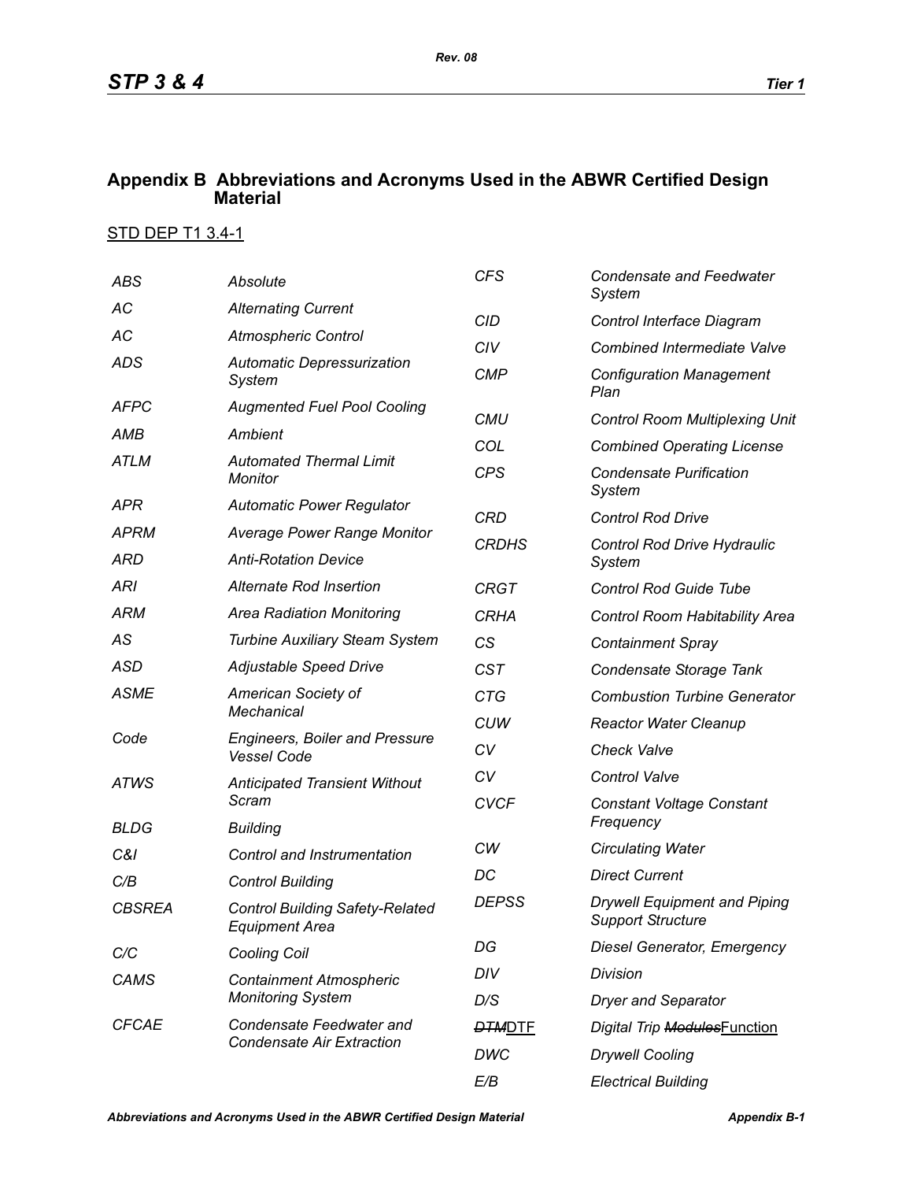## Appendix B Abbreviations and Acronyms Used in the ABWR Certified Design Material

<u>STD DEP T1 3.4-1</u>

| | |
|---|---|
| *ABS* | *Absolute* |
| *AC* | *Alternating Current* |
| *AC* | *Atmospheric Control* |
| *ADS* | *Automatic Depressurization System* |
| *AFPC* | *Augmented Fuel Pool Cooling* |
| *AMB* | *Ambient* |
| *ATLM* | *Automated Thermal Limit Monitor* |
| *APR* | *Automatic Power Regulator* |
| *APRM* | *Average Power Range Monitor* |
| *ARD* | *Anti-Rotation Device* |
| *ARI* | *Alternate Rod Insertion* |
| *ARM* | *Area Radiation Monitoring* |
| *AS* | *Turbine Auxiliary Steam System* |
| *ASD* | *Adjustable Speed Drive* |
| *ASME* | *American Society of Mechanical* |
| *Code* | *Engineers, Boiler and Pressure Vessel Code* |
| *ATWS* | *Anticipated Transient Without Scram* |
| *BLDG* | *Building* |
| *C&I* | *Control and Instrumentation* |
| *C/B* | *Control Building* |
| *CBSREA* | *Control Building Safety-Related Equipment Area* |
| *C/C* | *Cooling Coil* |
| *CAMS* | *Containment Atmospheric Monitoring System* |
| *CFCAE* | *Condensate Feedwater and Condensate Air Extraction* |
| *CFS* | *Condensate and Feedwater System* |
| *CID* | *Control Interface Diagram* |
| *CIV* | *Combined Intermediate Valve* |
| *CMP* | *Configuration Management Plan* |
| *CMU* | *Control Room Multiplexing Unit* |
| *COL* | *Combined Operating License* |
| *CPS* | *Condensate Purification System* |
| *CRD* | *Control Rod Drive* |
| *CRDHS* | *Control Rod Drive Hydraulic System* |
| *CRGT* | *Control Rod Guide Tube* |
| *CRHA* | *Control Room Habitability Area* |
| *CS* | *Containment Spray* |
| *CST* | *Condensate Storage Tank* |
| *CTG* | *Combustion Turbine Generator* |
| *CUW* | *Reactor Water Cleanup* |
| *CV* | *Check Valve* |
| *CV* | *Control Valve* |
| *CVCF* | *Constant Voltage Constant Frequency* |
| *CW* | *Circulating Water* |
| *DC* | *Direct Current* |
| *DEPSS* | *Drywell Equipment and Piping Support Structure* |
| *DG* | *Diesel Generator, Emergency* |
| *DIV* | *Division* |
| *D/S* | *Dryer and Separator* |
| ~~*DTM*~~<u>DTF</u> | *Digital Trip* ~~*Modules*~~<u>Function</u> |
| *DWC* | *Drywell Cooling* |
| *E/B* | *Electrical Building* |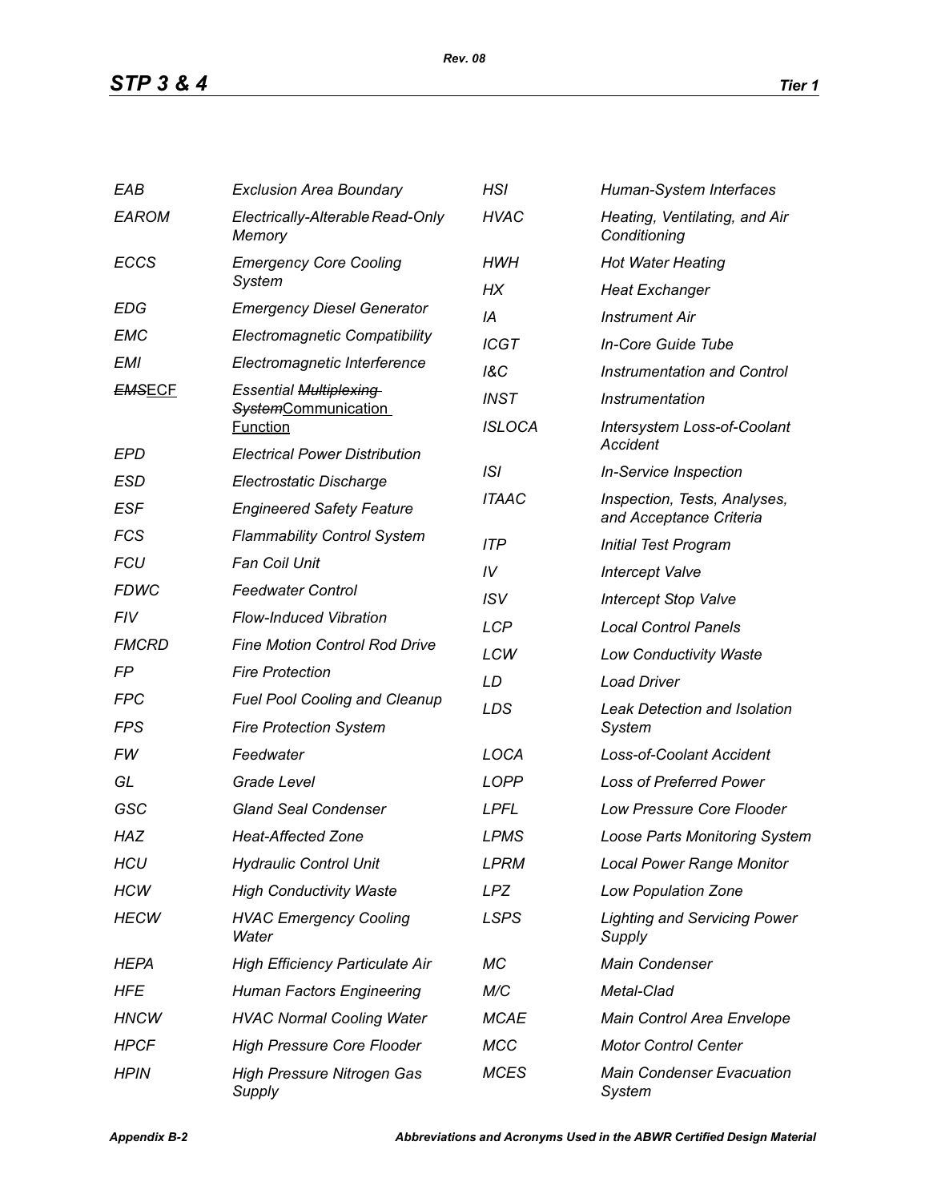| | |
|---|---|
| EAB | Exclusion Area Boundary |
| EAROM | Electrically-Alterable Read-Only Memory |
| ECCS | Emergency Core Cooling System |
| EDG | Emergency Diesel Generator |
| EMC | Electromagnetic Compatibility |
| EMI | Electromagnetic Interference |
| ~~EMS~~ECF | Essential ~~Multiplexing System~~Communication Function |
| EPD | Electrical Power Distribution |
| ESD | Electrostatic Discharge |
| ESF | Engineered Safety Feature |
| FCS | Flammability Control System |
| FCU | Fan Coil Unit |
| FDWC | Feedwater Control |
| FIV | Flow-Induced Vibration |
| FMCRD | Fine Motion Control Rod Drive |
| FP | Fire Protection |
| FPC | Fuel Pool Cooling and Cleanup |
| FPS | Fire Protection System |
| FW | Feedwater |
| GL | Grade Level |
| GSC | Gland Seal Condenser |
| HAZ | Heat-Affected Zone |
| HCU | Hydraulic Control Unit |
| HCW | High Conductivity Waste |
| HECW | HVAC Emergency Cooling Water |
| HEPA | High Efficiency Particulate Air |
| HFE | Human Factors Engineering |
| HNCW | HVAC Normal Cooling Water |
| HPCF | High Pressure Core Flooder |
| HPIN | High Pressure Nitrogen Gas Supply |
| HSI | Human-System Interfaces |
| HVAC | Heating, Ventilating, and Air Conditioning |
| HWH | Hot Water Heating |
| HX | Heat Exchanger |
| IA | Instrument Air |
| ICGT | In-Core Guide Tube |
| I&C | Instrumentation and Control |
| INST | Instrumentation |
| ISLOCA | Intersystem Loss-of-Coolant Accident |
| ISI | In-Service Inspection |
| ITAAC | Inspection, Tests, Analyses, and Acceptance Criteria |
| ITP | Initial Test Program |
| IV | Intercept Valve |
| ISV | Intercept Stop Valve |
| LCP | Local Control Panels |
| LCW | Low Conductivity Waste |
| LD | Load Driver |
| LDS | Leak Detection and Isolation System |
| LOCA | Loss-of-Coolant Accident |
| LOPP | Loss of Preferred Power |
| LPFL | Low Pressure Core Flooder |
| LPMS | Loose Parts Monitoring System |
| LPRM | Local Power Range Monitor |
| LPZ | Low Population Zone |
| LSPS | Lighting and Servicing Power Supply |
| MC | Main Condenser |
| M/C | Metal-Clad |
| MCAE | Main Control Area Envelope |
| MCC | Motor Control Center |
| MCES | Main Condenser Evacuation System |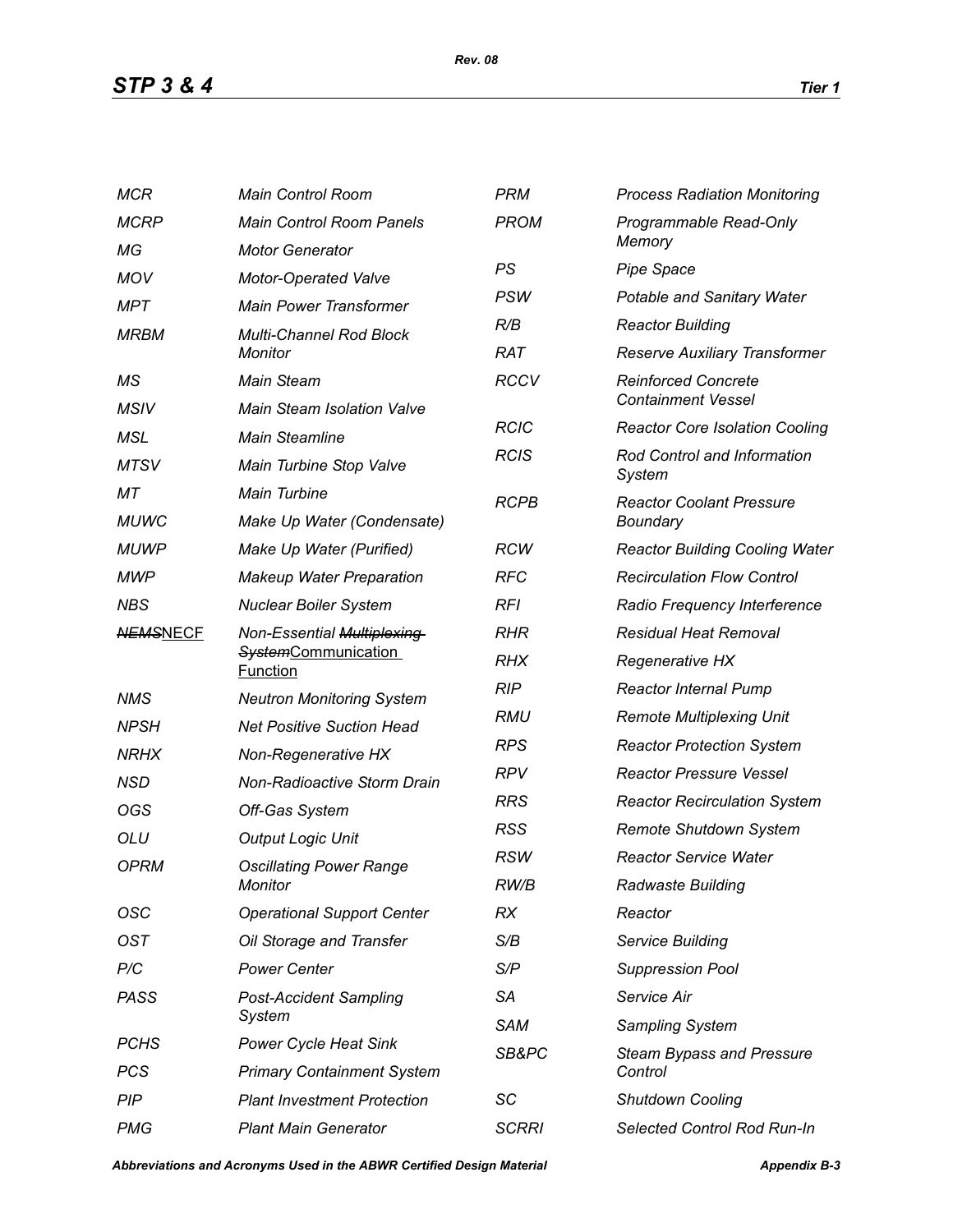| | |
|---|---|
| MCR | Main Control Room |
| MCRP | Main Control Room Panels |
| MG | Motor Generator |
| MOV | Motor-Operated Valve |
| MPT | Main Power Transformer |
| MRBM | Multi-Channel Rod Block Monitor |
| MS | Main Steam |
| MSIV | Main Steam Isolation Valve |
| MSL | Main Steamline |
| MTSV | Main Turbine Stop Valve |
| MT | Main Turbine |
| MUWC | Make Up Water (Condensate) |
| MUWP | Make Up Water (Purified) |
| MWP | Makeup Water Preparation |
| NBS | Nuclear Boiler System |
| ~~NEMS~~NECF | Non-Essential ~~Multiplexing System~~Communication Function |
| NMS | Neutron Monitoring System |
| NPSH | Net Positive Suction Head |
| NRHX | Non-Regenerative HX |
| NSD | Non-Radioactive Storm Drain |
| OGS | Off-Gas System |
| OLU | Output Logic Unit |
| OPRM | Oscillating Power Range Monitor |
| OSC | Operational Support Center |
| OST | Oil Storage and Transfer |
| P/C | Power Center |
| PASS | Post-Accident Sampling System |
| PCHS | Power Cycle Heat Sink |
| PCS | Primary Containment System |
| PIP | Plant Investment Protection |
| PMG | Plant Main Generator |
| PRM | Process Radiation Monitoring |
| PROM | Programmable Read-Only Memory |
| PS | Pipe Space |
| PSW | Potable and Sanitary Water |
| R/B | Reactor Building |
| RAT | Reserve Auxiliary Transformer |
| RCCV | Reinforced Concrete Containment Vessel |
| RCIC | Reactor Core Isolation Cooling |
| RCIS | Rod Control and Information System |
| RCPB | Reactor Coolant Pressure Boundary |
| RCW | Reactor Building Cooling Water |
| RFC | Recirculation Flow Control |
| RFI | Radio Frequency Interference |
| RHR | Residual Heat Removal |
| RHX | Regenerative HX |
| RIP | Reactor Internal Pump |
| RMU | Remote Multiplexing Unit |
| RPS | Reactor Protection System |
| RPV | Reactor Pressure Vessel |
| RRS | Reactor Recirculation System |
| RSS | Remote Shutdown System |
| RSW | Reactor Service Water |
| RW/B | Radwaste Building |
| RX | Reactor |
| S/B | Service Building |
| S/P | Suppression Pool |
| SA | Service Air |
| SAM | Sampling System |
| SB&PC | Steam Bypass and Pressure Control |
| SC | Shutdown Cooling |
| SCRRI | Selected Control Rod Run-In |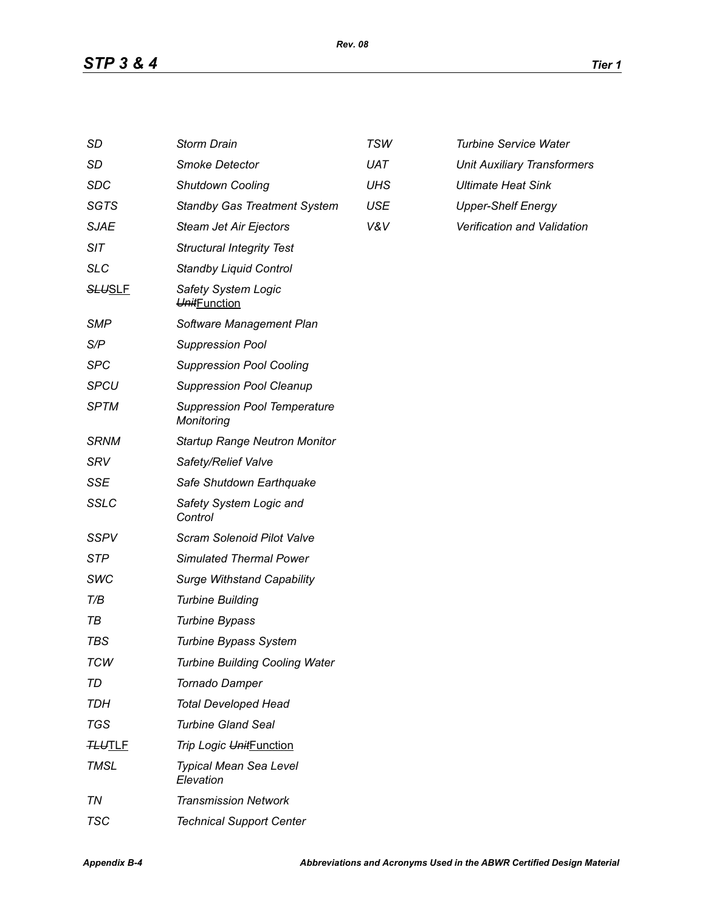| | |
|---|---|
| SD | Storm Drain |
| SD | Smoke Detector |
| SDC | Shutdown Cooling |
| SGTS | Standby Gas Treatment System |
| SJAE | Steam Jet Air Ejectors |
| SIT | Structural Integrity Test |
| SLC | Standby Liquid Control |
| ~~SLU~~SLF | Safety System Logic ~~Unit~~Function |
| SMP | Software Management Plan |
| S/P | Suppression Pool |
| SPC | Suppression Pool Cooling |
| SPCU | Suppression Pool Cleanup |
| SPTM | Suppression Pool Temperature Monitoring |
| SRNM | Startup Range Neutron Monitor |
| SRV | Safety/Relief Valve |
| SSE | Safe Shutdown Earthquake |
| SSLC | Safety System Logic and Control |
| SSPV | Scram Solenoid Pilot Valve |
| STP | Simulated Thermal Power |
| SWC | Surge Withstand Capability |
| T/B | Turbine Building |
| TB | Turbine Bypass |
| TBS | Turbine Bypass System |
| TCW | Turbine Building Cooling Water |
| TD | Tornado Damper |
| TDH | Total Developed Head |
| TGS | Turbine Gland Seal |
| ~~TLU~~TLF | Trip Logic ~~Unit~~Function |
| TMSL | Typical Mean Sea Level Elevation |
| TN | Transmission Network |
| TSC | Technical Support Center |
| TSW | Turbine Service Water |
| UAT | Unit Auxiliary Transformers |
| UHS | Ultimate Heat Sink |
| USE | Upper-Shelf Energy |
| V&V | Verification and Validation |